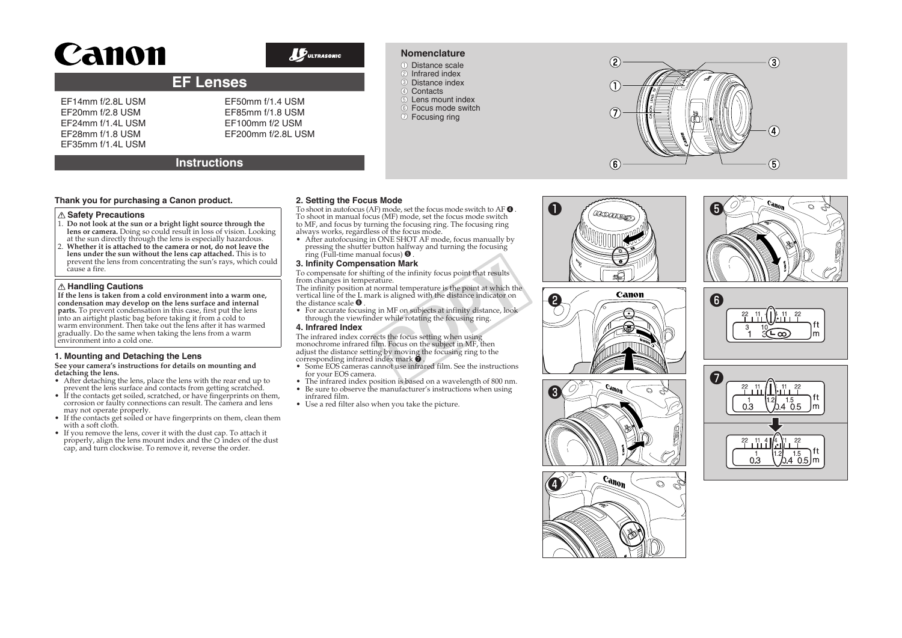# Canon

ULTRASONIC

## EF Lenses

EF14mm f/2.8L USM
EF20mm f/2.8 USM
EF24mm f/1.4L USM
EF28mm f/1.8 USM
EF35mm f/1.4L USM
EF50mm f/1.4 USM
EF85mm f/1.8 USM
EF100mm f/2 USM
EF200mm f/2.8L USM

## Instructions

### Nomenclature

① Distance scale
② Infrared index
③ Distance index
④ Contacts
⑤ Lens mount index
⑥ Focus mode switch
⑦ Focusing ring

**Thank you for purchasing a Canon product.**

### ⚠ Safety Precautions

1. **Do not look at the sun or a bright light source through the lens or camera.** Doing so could result in loss of vision. Looking at the sun directly through the lens is especially hazardous.
2. **Whether it is attached to the camera or not, do not leave the lens under the sun without the lens cap attached.** This is to prevent the lens from concentrating the sun's rays, which could cause a fire.

### ⚠ Handling Cautions

**If the lens is taken from a cold environment into a warm one, condensation may develop on the lens surface and internal parts.** To prevent condensation in this case, first put the lens into an airtight plastic bag before taking it from a cold to warm environment. Then take out the lens after it has warmed gradually. Do the same when taking the lens from a warm environment into a cold one.

### 1. Mounting and Detaching the Lens

**See your camera's instructions for details on mounting and detaching the lens.**

- After detaching the lens, place the lens with the rear end up to prevent the lens surface and contacts from getting scratched.
- If the contacts get soiled, scratched, or have fingerprints on them, corrosion or faulty connections can result. The camera and lens may not operate properly.
- If the contacts get soiled or have fingerprints on them, clean them with a soft cloth.
- If you remove the lens, cover it with the dust cap. To attach it properly, align the lens mount index and the ○ index of the dust cap, and turn clockwise. To remove it, reverse the order.

### 2. Setting the Focus Mode

To shoot in autofocus (AF) mode, set the focus mode switch to AF ❹. To shoot in manual focus (MF) mode, set the focus mode switch to MF, and focus by turning the focusing ring. The focusing ring always works, regardless of the focus mode.

- After autofocusing in ONE SHOT AF mode, focus manually by pressing the shutter button halfway and turning the focusing ring (Full-time manual focus) ❺.

### 3. Infinity Compensation Mark

To compensate for shifting of the infinity focus point that results from changes in temperature.
The infinity position at normal temperature is the point at which the vertical line of the L mark is aligned with the distance indicator on the distance scale ❻.

- For accurate focusing in MF on subjects at infinity distance, look through the viewfinder while rotating the focusing ring.

### 4. Infrared Index

The infrared index corrects the focus setting when using monochrome infrared film. Focus on the subject in MF, then adjust the distance setting by moving the focusing ring to the corresponding infrared index mark ❼.

- Some EOS cameras cannot use infrared film. See the instructions for your EOS camera.
- The infrared index position is based on a wavelength of 800 nm.
- Be sure to observe the manufacturer's instructions when using infrared film.
- Use a red filter also when you take the picture.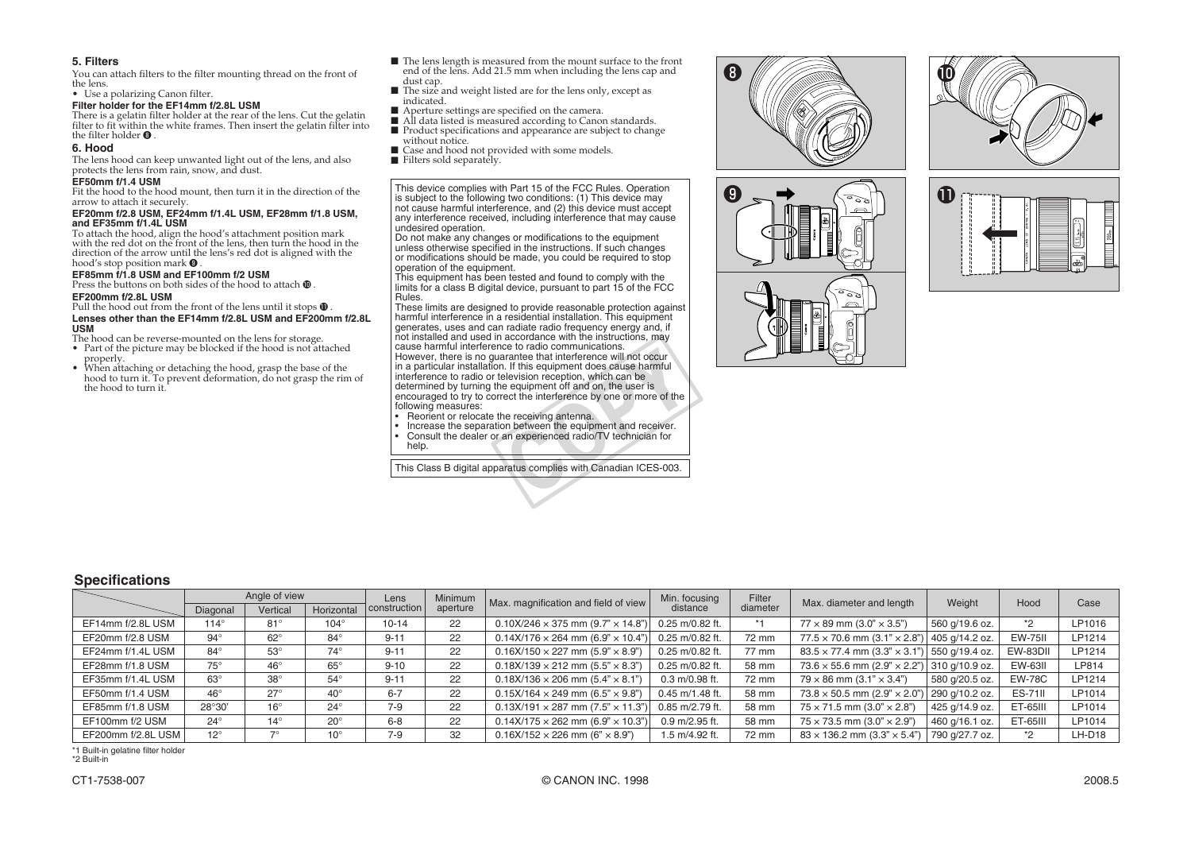## 5. Filters

You can attach filters to the filter mounting thread on the front of the lens.

- Use a polarizing Canon filter.

**Filter holder for the EF14mm f/2.8L USM**

There is a gelatin filter holder at the rear of the lens. Cut the gelatin filter to fit within the white frames. Then insert the gelatin filter into the filter holder ❽.

## 6. Hood

The lens hood can keep unwanted light out of the lens, and also protects the lens from rain, snow, and dust.

**EF50mm f/1.4 USM**

Fit the hood to the hood mount, then turn it in the direction of the arrow to attach it securely.

**EF20mm f/2.8 USM, EF24mm f/1.4L USM, EF28mm f/1.8 USM, and EF35mm f/1.4L USM**

To attach the hood, align the hood's attachment position mark with the red dot on the front of the lens, then turn the hood in the direction of the arrow until the lens's red dot is aligned with the hood's stop position mark ❾.

**EF85mm f/1.8 USM and EF100mm f/2 USM**

Press the buttons on both sides of the hood to attach ❿.

**EF200mm f/2.8L USM**

Pull the hood out from the front of the lens until it stops ⓫.

**Lenses other than the EF14mm f/2.8L USM and EF200mm f/2.8L USM**

The hood can be reverse-mounted on the lens for storage.

- Part of the picture may be blocked if the hood is not attached properly.
- When attaching or detaching the hood, grasp the base of the hood to turn it. To prevent deformation, do not grasp the rim of the hood to turn it.

- The lens length is measured from the mount surface to the front end of the lens. Add 21.5 mm when including the lens cap and dust cap.
- The size and weight listed are for the lens only, except as indicated.
- Aperture settings are specified on the camera.
- All data listed is measured according to Canon standards.
- Product specifications and appearance are subject to change without notice.
- Case and hood not provided with some models.
- Filters sold separately.

This device complies with Part 15 of the FCC Rules. Operation is subject to the following two conditions: (1) This device may not cause harmful interference, and (2) this device must accept any interference received, including interference that may cause undesired operation.
Do not make any changes or modifications to the equipment unless otherwise specified in the instructions. If such changes or modifications should be made, you could be required to stop operation of the equipment.
This equipment has been tested and found to comply with the limits for a class B digital device, pursuant to part 15 of the FCC Rules.
These limits are designed to provide reasonable protection against harmful interference in a residential installation. This equipment generates, uses and can radiate radio frequency energy and, if not installed and used in accordance with the instructions, may cause harmful interference to radio communications.
However, there is no guarantee that interference will not occur in a particular installation. If this equipment does cause harmful interference to radio or television reception, which can be determined by turning the equipment off and on, the user is encouraged to try to correct the interference by one or more of the following measures:

- Reorient or relocate the receiving antenna.
- Increase the separation between the equipment and receiver.
- Consult the dealer or an experienced radio/TV technician for help.

This Class B digital apparatus complies with Canadian ICES-003.

## Specifications

| | Angle of view | | | Lens construction | Minimum aperture | Max. magnification and field of view | Min. focusing distance | Filter diameter | Max. diameter and length | Weight | Hood | Case |
|---|---|---|---|---|---|---|---|---|---|---|---|---|
| | Diagonal | Vertical | Horizontal | | | | | | | | | |
| EF14mm f/2.8L USM | 114° | 81° | 104° | 10-14 | 22 | 0.10X/246 × 375 mm (9.7" × 14.8") | 0.25 m/0.82 ft. | *1 | 77 × 89 mm (3.0" × 3.5") | 560 g/19.6 oz. | *2 | LP1016 |
| EF20mm f/2.8 USM | 94° | 62° | 84° | 9-11 | 22 | 0.14X/176 × 264 mm (6.9" × 10.4") | 0.25 m/0.82 ft. | 72 mm | 77.5 × 70.6 mm (3.1" × 2.8") | 405 g/14.2 oz. | EW-75II | LP1214 |
| EF24mm f/1.4L USM | 84° | 53° | 74° | 9-11 | 22 | 0.16X/150 × 227 mm (5.9" × 8.9") | 0.25 m/0.82 ft. | 77 mm | 83.5 × 77.4 mm (3.3" × 3.1") | 550 g/19.4 oz. | EW-83DII | LP1214 |
| EF28mm f/1.8 USM | 75° | 46° | 65° | 9-10 | 22 | 0.18X/139 × 212 mm (5.5" × 8.3") | 0.25 m/0.82 ft. | 58 mm | 73.6 × 55.6 mm (2.9" × 2.2") | 310 g/10.9 oz. | EW-63II | LP814 |
| EF35mm f/1.4L USM | 63° | 38° | 54° | 9-11 | 22 | 0.18X/136 × 206 mm (5.4" × 8.1") | 0.3 m/0.98 ft. | 72 mm | 79 × 86 mm (3.1" × 3.4") | 580 g/20.5 oz. | EW-78C | LP1214 |
| EF50mm f/1.4 USM | 46° | 27° | 40° | 6-7 | 22 | 0.15X/164 × 249 mm (6.5" × 9.8") | 0.45 m/1.48 ft. | 58 mm | 73.8 × 50.5 mm (2.9" × 2.0") | 290 g/10.2 oz. | ES-71II | LP1014 |
| EF85mm f/1.8 USM | 28°30' | 16° | 24° | 7-9 | 22 | 0.13X/191 × 287 mm (7.5" × 11.3") | 0.85 m/2.79 ft. | 58 mm | 75 × 71.5 mm (3.0" × 2.8") | 425 g/14.9 oz. | ET-65III | LP1014 |
| EF100mm f/2 USM | 24° | 14° | 20° | 6-8 | 22 | 0.14X/175 × 262 mm (6.9" × 10.3") | 0.9 m/2.95 ft. | 58 mm | 75 × 73.5 mm (3.0" × 2.9") | 460 g/16.1 oz. | ET-65III | LP1014 |
| EF200mm f/2.8L USM | 12° | 7° | 10° | 7-9 | 32 | 0.16X/152 × 226 mm (6" × 8.9") | 1.5 m/4.92 ft. | 72 mm | 83 × 136.2 mm (3.3" × 5.4") | 790 g/27.7 oz. | *2 | LH-D18 |

*1 Built-in gelatine filter holder
*2 Built-in

CT1-7538-007

© CANON INC. 1998

2008.5